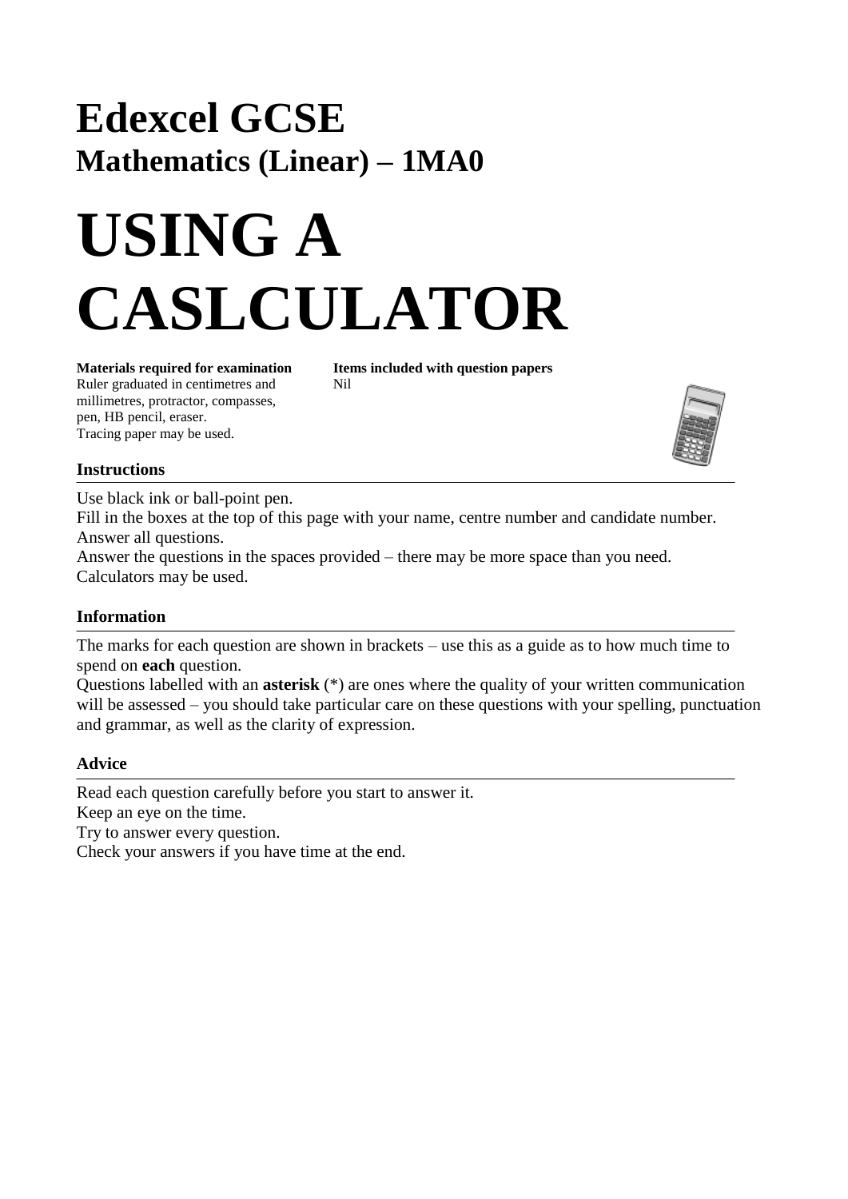# Edexcel GCSE

## Mathematics (Linear) – 1MA0

# USING A CASLCULATOR

**Materials required for examination**
Ruler graduated in centimetres and millimetres, protractor, compasses, pen, HB pencil, eraser.
Tracing paper may be used.

**Items included with question papers**
Nil

### Instructions

Use black ink or ball-point pen.
Fill in the boxes at the top of this page with your name, centre number and candidate number.
Answer all questions.
Answer the questions in the spaces provided – there may be more space than you need.
Calculators may be used.

### Information

The marks for each question are shown in brackets – use this as a guide as to how much time to spend on **each** question.
Questions labelled with an **asterisk** (*) are ones where the quality of your written communication will be assessed – you should take particular care on these questions with your spelling, punctuation and grammar, as well as the clarity of expression.

### Advice

Read each question carefully before you start to answer it.
Keep an eye on the time.
Try to answer every question.
Check your answers if you have time at the end.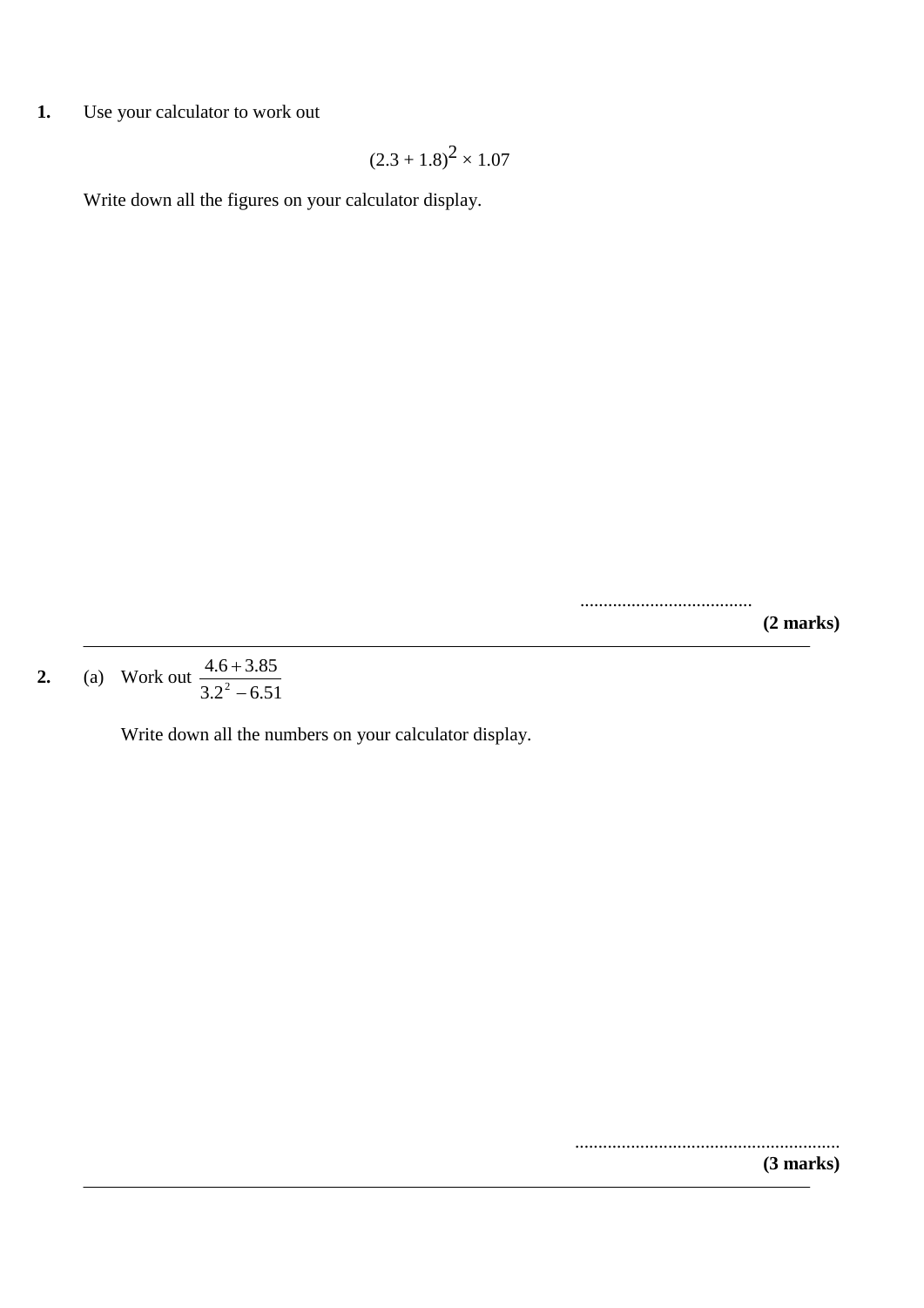**1.** Use your calculator to work out

$$(2.3 + 1.8)^2 \times 1.07$$

Write down all the figures on your calculator display.

.....................................

**(2 marks)**

---

**2.** (a) Work out $\dfrac{4.6 + 3.85}{3.2^2 - 6.51}$

Write down all the numbers on your calculator display.

.........................................................

**(3 marks)**

---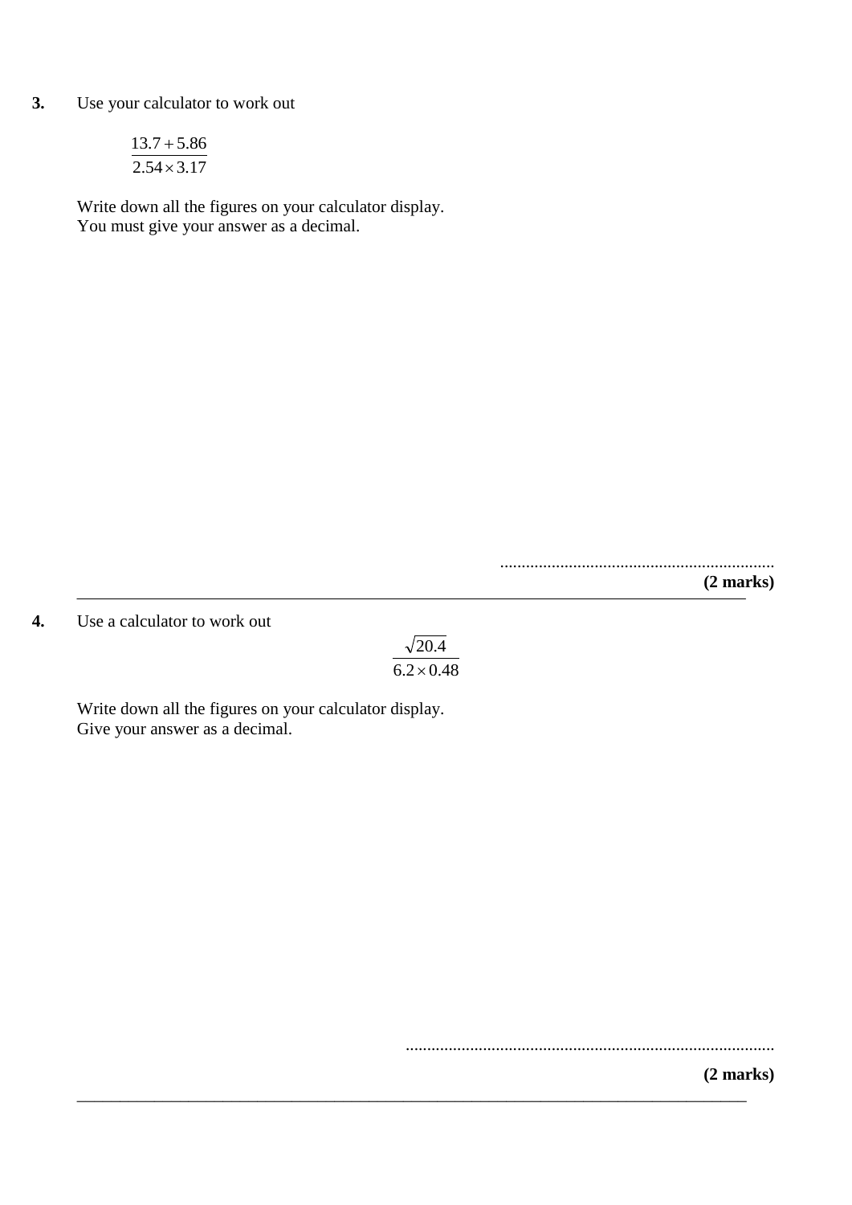**3.** Use your calculator to work out

$$\frac{13.7 + 5.86}{2.54 \times 3.17}$$

Write down all the figures on your calculator display.
You must give your answer as a decimal.

..............................................................

**(2 marks)**

---

**4.** Use a calculator to work out

$$\frac{\sqrt{20.4}}{6.2 \times 0.48}$$

Write down all the figures on your calculator display.
Give your answer as a decimal.

.....................................................................................

**(2 marks)**

---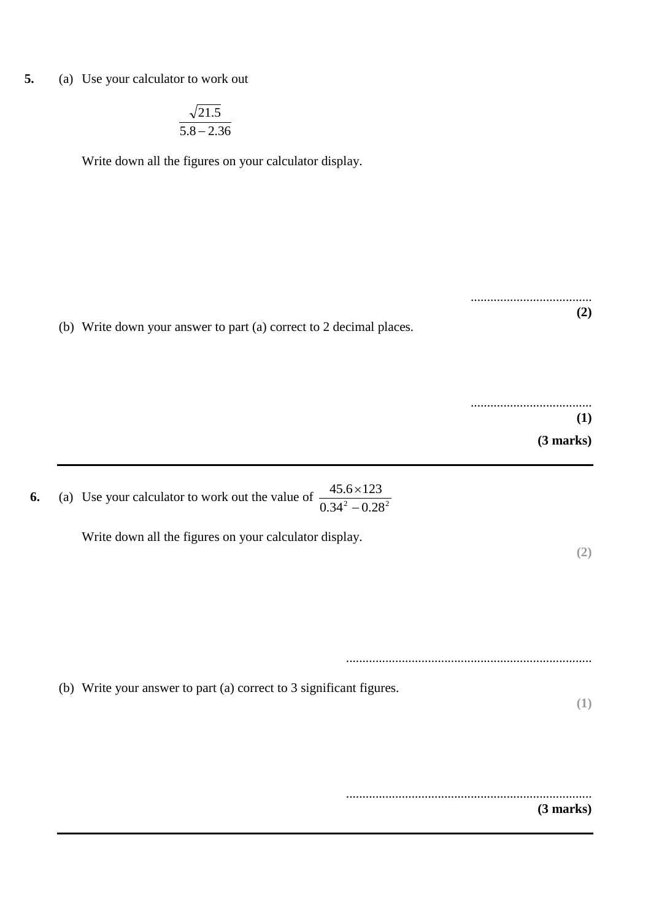**5.** (a) Use your calculator to work out

$$\frac{\sqrt{21.5}}{5.8 - 2.36}$$

Write down all the figures on your calculator display.

.....................................

**(2)**

(b) Write down your answer to part (a) correct to 2 decimal places.

.....................................

**(1)**

**(3 marks)**

---

**6.** (a) Use your calculator to work out the value of $\dfrac{45.6 \times 123}{0.34^2 - 0.28^2}$

Write down all the figures on your calculator display.

**(2)**

...........................................................................

(b) Write your answer to part (a) correct to 3 significant figures.

**(1)**

...........................................................................

**(3 marks)**

---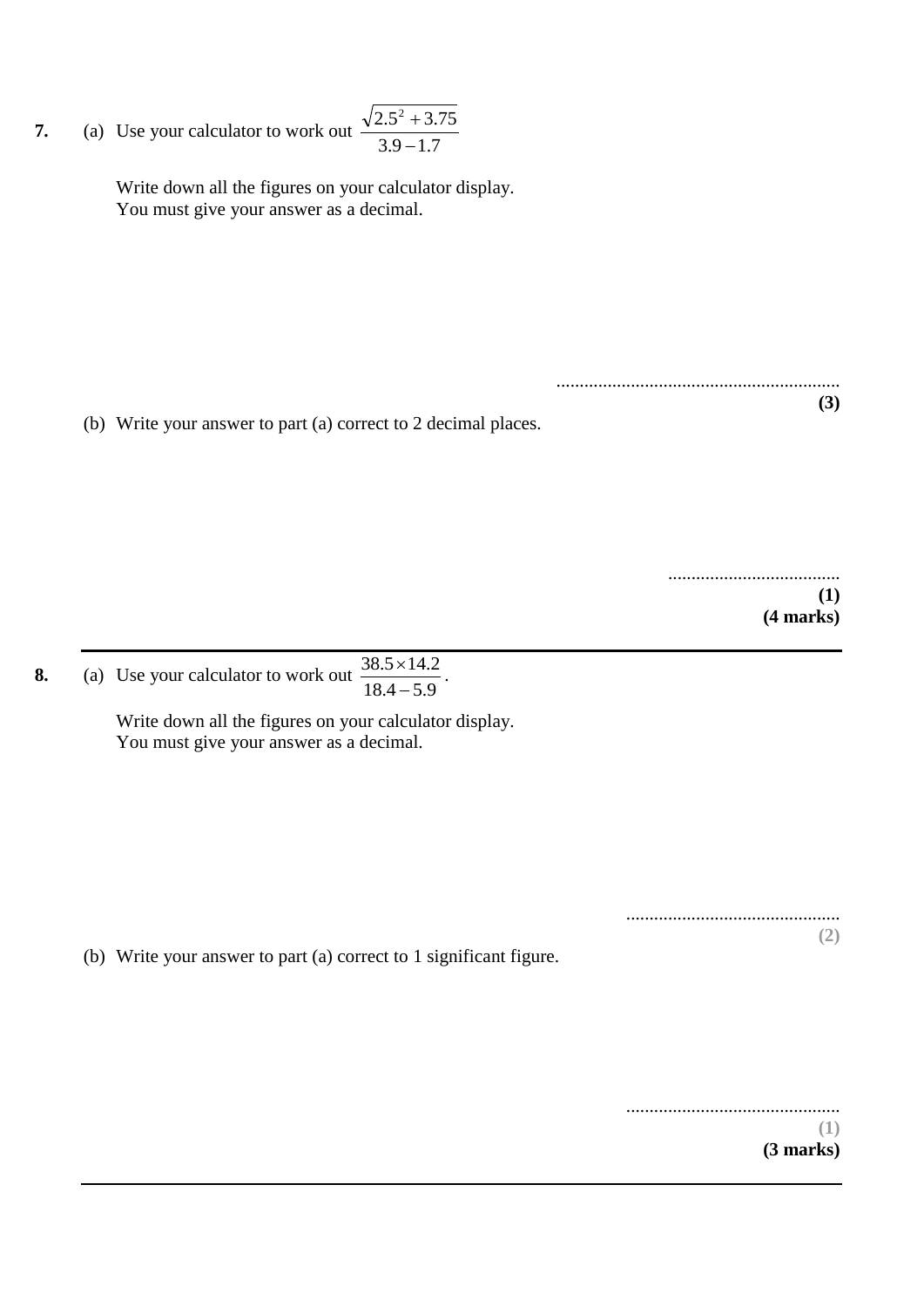**7.** (a) Use your calculator to work out $\dfrac{\sqrt{2.5^2 + 3.75}}{3.9 - 1.7}$

Write down all the figures on your calculator display.
You must give your answer as a decimal.

..............................................................

**(3)**

(b) Write your answer to part (a) correct to 2 decimal places.

....................................

**(1)**
**(4 marks)**

---

**8.** (a) Use your calculator to work out $\dfrac{38.5 \times 14.2}{18.4 - 5.9}$.

Write down all the figures on your calculator display.
You must give your answer as a decimal.

.............................................

**(2)**

(b) Write your answer to part (a) correct to 1 significant figure.

.............................................

**(1)**
**(3 marks)**

---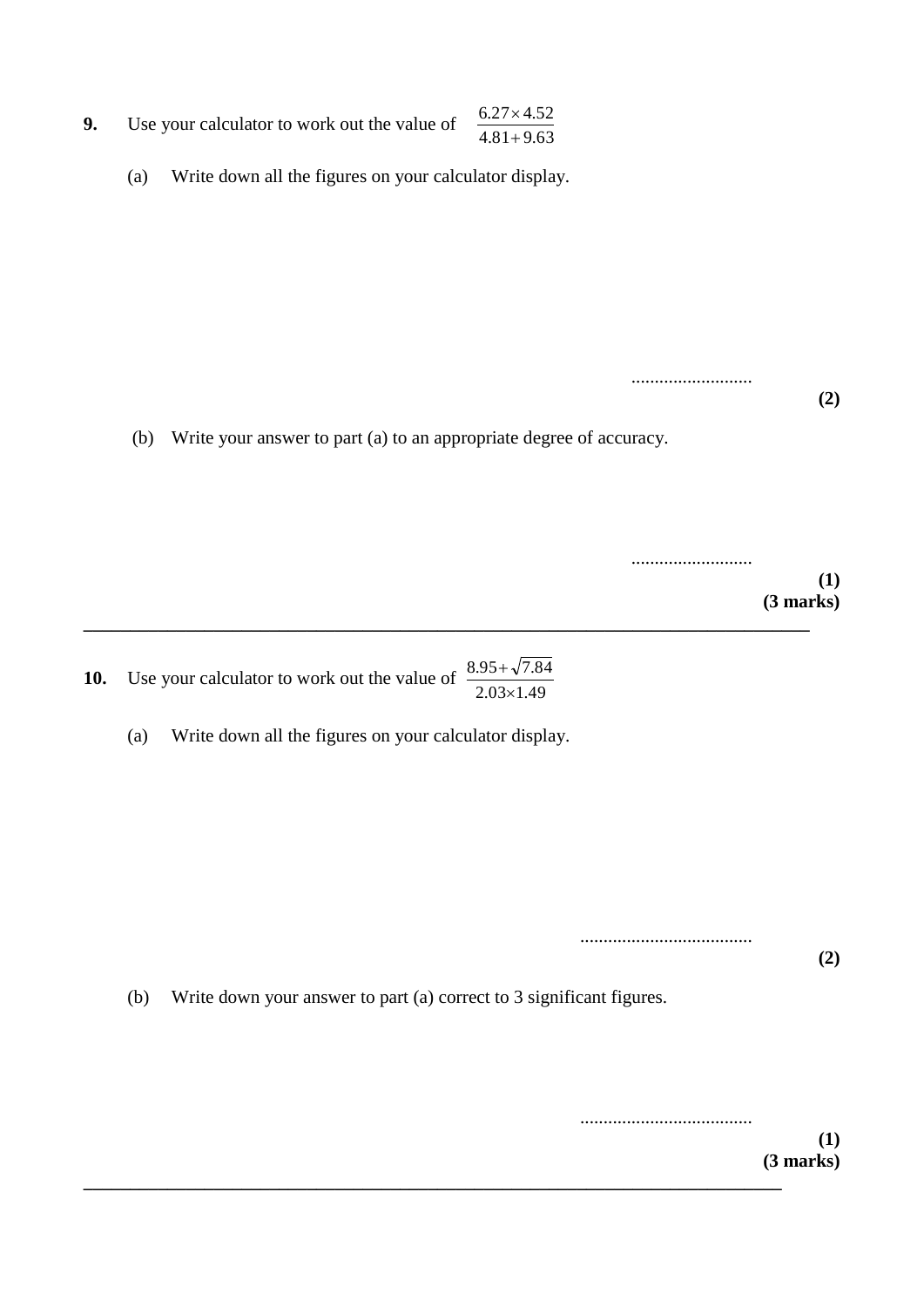**9.** Use your calculator to work out the value of $\dfrac{6.27 \times 4.52}{4.81 + 9.63}$

(a) Write down all the figures on your calculator display.

..........................

**(2)**

(b) Write your answer to part (a) to an appropriate degree of accuracy.

..........................

**(1)**
**(3 marks)**

---

**10.** Use your calculator to work out the value of $\dfrac{8.95 + \sqrt{7.84}}{2.03 \times 1.49}$

(a) Write down all the figures on your calculator display.

.....................................

**(2)**

(b) Write down your answer to part (a) correct to 3 significant figures.

.....................................

**(1)**
**(3 marks)**

---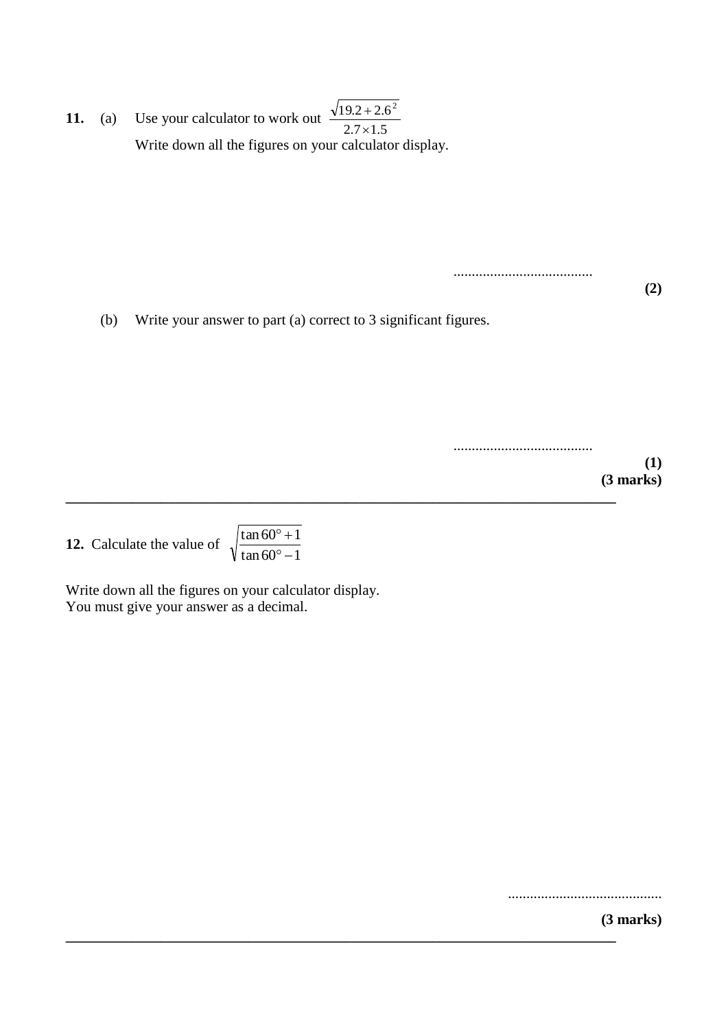**11.** (a) Use your calculator to work out $\dfrac{\sqrt{19.2 + 2.6^2}}{2.7 \times 1.5}$

Write down all the figures on your calculator display.

......................................

**(2)**

(b) Write your answer to part (a) correct to 3 significant figures.

......................................

**(1)**

**(3 marks)**

---

**12.** Calculate the value of $\sqrt{\dfrac{\tan 60° + 1}{\tan 60° - 1}}$

Write down all the figures on your calculator display.
You must give your answer as a decimal.

..........................................

**(3 marks)**

---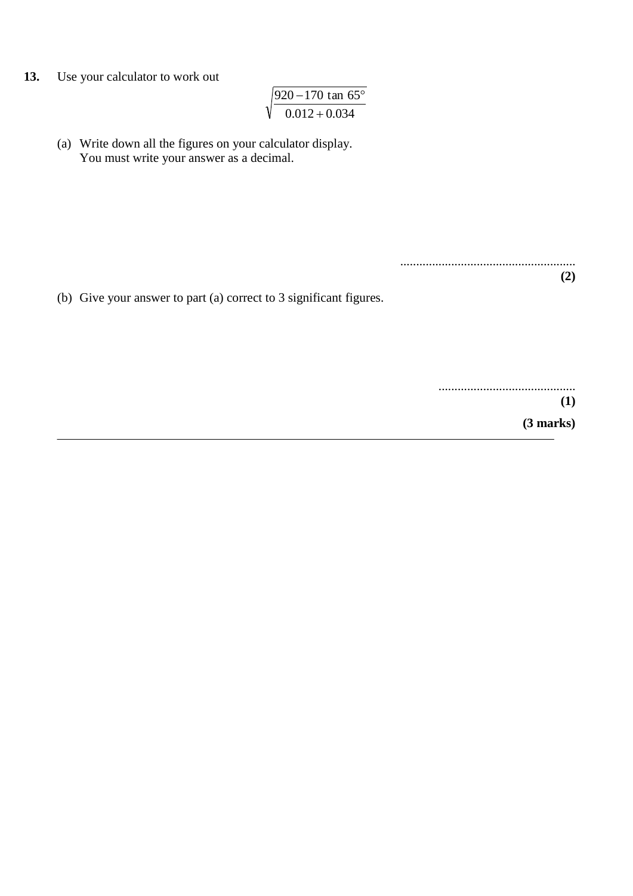**13.** Use your calculator to work out

$$\sqrt{\frac{920 - 170 \tan 65^\circ}{0.012 + 0.034}}$$

(a) Write down all the figures on your calculator display.
You must write your answer as a decimal.

.......................................................
**(2)**

(b) Give your answer to part (a) correct to 3 significant figures.

...........................................
**(1)**

**(3 marks)**